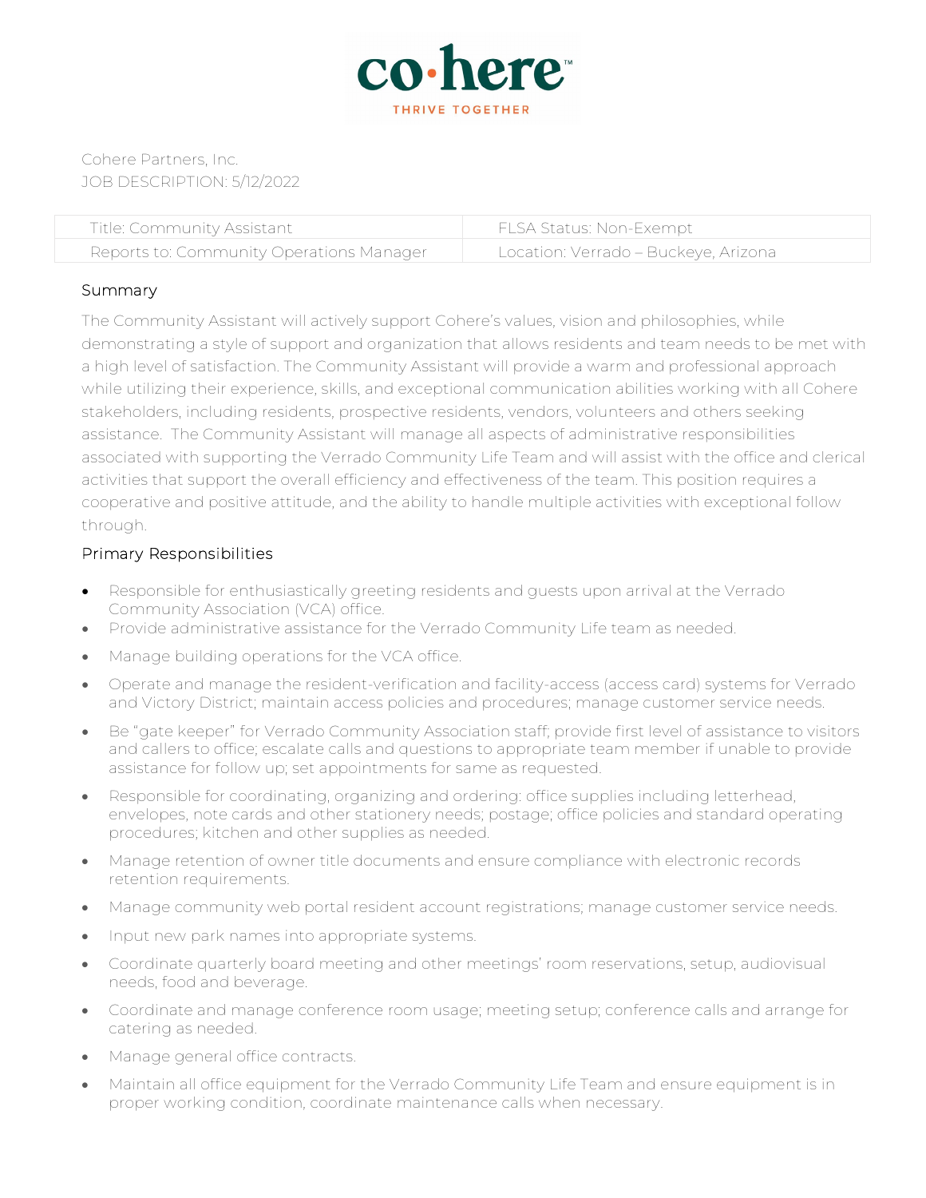co·here™
THRIVE TOGETHER

Cohere Partners, Inc.
JOB DESCRIPTION: 5/12/2022

| Title: Community Assistant | FLSA Status: Non-Exempt |
| --- | --- |
| Reports to: Community Operations Manager | Location: Verrado – Buckeye, Arizona |

## Summary

The Community Assistant will actively support Cohere's values, vision and philosophies, while demonstrating a style of support and organization that allows residents and team needs to be met with a high level of satisfaction. The Community Assistant will provide a warm and professional approach while utilizing their experience, skills, and exceptional communication abilities working with all Cohere stakeholders, including residents, prospective residents, vendors, volunteers and others seeking assistance. The Community Assistant will manage all aspects of administrative responsibilities associated with supporting the Verrado Community Life Team and will assist with the office and clerical activities that support the overall efficiency and effectiveness of the team. This position requires a cooperative and positive attitude, and the ability to handle multiple activities with exceptional follow through.

## Primary Responsibilities

- Responsible for enthusiastically greeting residents and guests upon arrival at the Verrado Community Association (VCA) office.
- Provide administrative assistance for the Verrado Community Life team as needed.
- Manage building operations for the VCA office.
- Operate and manage the resident-verification and facility-access (access card) systems for Verrado and Victory District; maintain access policies and procedures; manage customer service needs.
- Be "gate keeper" for Verrado Community Association staff; provide first level of assistance to visitors and callers to office; escalate calls and questions to appropriate team member if unable to provide assistance for follow up; set appointments for same as requested.
- Responsible for coordinating, organizing and ordering: office supplies including letterhead, envelopes, note cards and other stationery needs; postage; office policies and standard operating procedures; kitchen and other supplies as needed.
- Manage retention of owner title documents and ensure compliance with electronic records retention requirements.
- Manage community web portal resident account registrations; manage customer service needs.
- Input new park names into appropriate systems.
- Coordinate quarterly board meeting and other meetings' room reservations, setup, audiovisual needs, food and beverage.
- Coordinate and manage conference room usage; meeting setup; conference calls and arrange for catering as needed.
- Manage general office contracts.
- Maintain all office equipment for the Verrado Community Life Team and ensure equipment is in proper working condition, coordinate maintenance calls when necessary.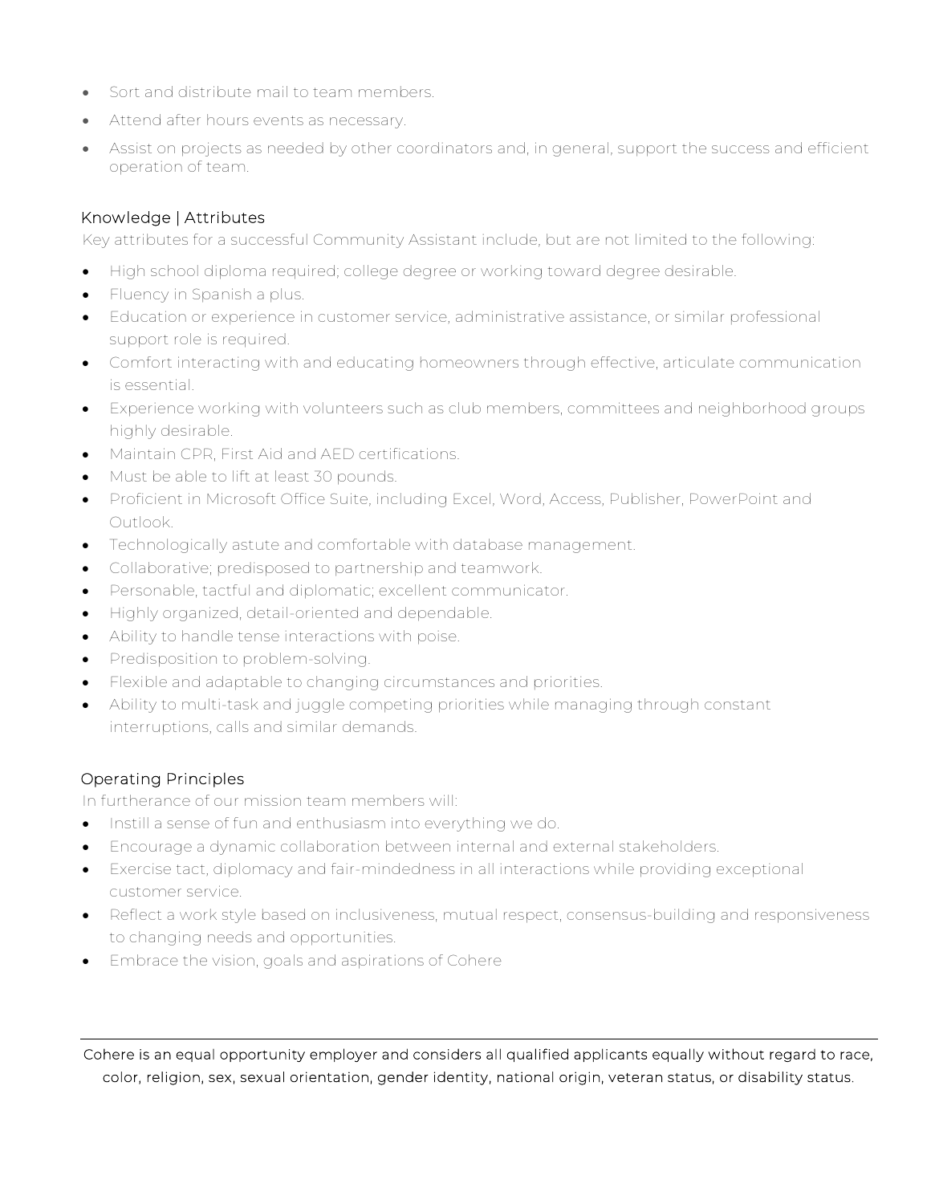- Sort and distribute mail to team members.
- Attend after hours events as necessary.
- Assist on projects as needed by other coordinators and, in general, support the success and efficient operation of team.

## Knowledge | Attributes

Key attributes for a successful Community Assistant include, but are not limited to the following:

- High school diploma required; college degree or working toward degree desirable.
- Fluency in Spanish a plus.
- Education or experience in customer service, administrative assistance, or similar professional support role is required.
- Comfort interacting with and educating homeowners through effective, articulate communication is essential.
- Experience working with volunteers such as club members, committees and neighborhood groups highly desirable.
- Maintain CPR, First Aid and AED certifications.
- Must be able to lift at least 30 pounds.
- Proficient in Microsoft Office Suite, including Excel, Word, Access, Publisher, PowerPoint and Outlook.
- Technologically astute and comfortable with database management.
- Collaborative; predisposed to partnership and teamwork.
- Personable, tactful and diplomatic; excellent communicator.
- Highly organized, detail-oriented and dependable.
- Ability to handle tense interactions with poise.
- Predisposition to problem-solving.
- Flexible and adaptable to changing circumstances and priorities.
- Ability to multi-task and juggle competing priorities while managing through constant interruptions, calls and similar demands.

## Operating Principles

In furtherance of our mission team members will:

- Instill a sense of fun and enthusiasm into everything we do.
- Encourage a dynamic collaboration between internal and external stakeholders.
- Exercise tact, diplomacy and fair-mindedness in all interactions while providing exceptional customer service.
- Reflect a work style based on inclusiveness, mutual respect, consensus-building and responsiveness to changing needs and opportunities.
- Embrace the vision, goals and aspirations of Cohere

---

Cohere is an equal opportunity employer and considers all qualified applicants equally without regard to race, color, religion, sex, sexual orientation, gender identity, national origin, veteran status, or disability status.